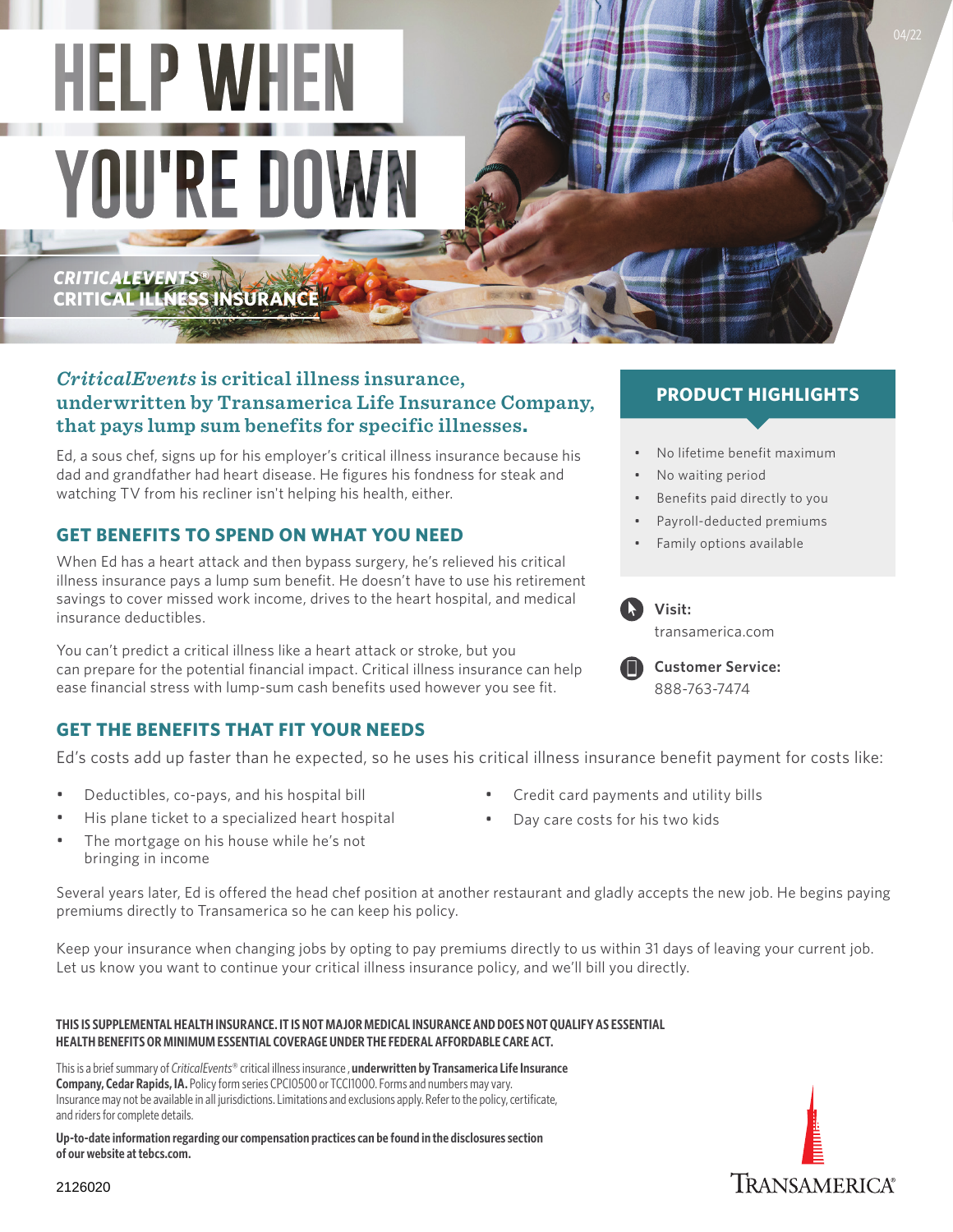# HELP WHEN YOU'RE DOWN

***CRITICALEVENTS®* CRITICAL ILLNESS INSURANCE**

04/22

## *CriticalEvents* is critical illness insurance, underwritten by Transamerica Life Insurance Company, that pays lump sum benefits for specific illnesses.

Ed, a sous chef, signs up for his employer's critical illness insurance because his dad and grandfather had heart disease. He figures his fondness for steak and watching TV from his recliner isn't helping his health, either.

### GET BENEFITS TO SPEND ON WHAT YOU NEED

When Ed has a heart attack and then bypass surgery, he's relieved his critical illness insurance pays a lump sum benefit. He doesn't have to use his retirement savings to cover missed work income, drives to the heart hospital, and medical insurance deductibles.

You can't predict a critical illness like a heart attack or stroke, but you can prepare for the potential financial impact. Critical illness insurance can help ease financial stress with lump-sum cash benefits used however you see fit.

### PRODUCT HIGHLIGHTS

- No lifetime benefit maximum
- No waiting period
- Benefits paid directly to you
- Payroll-deducted premiums
- Family options available

**Visit:**
transamerica.com

**Customer Service:**
888-763-7474

### GET THE BENEFITS THAT FIT YOUR NEEDS

Ed's costs add up faster than he expected, so he uses his critical illness insurance benefit payment for costs like:

- Deductibles, co-pays, and his hospital bill
- His plane ticket to a specialized heart hospital
- The mortgage on his house while he's not bringing in income
- Credit card payments and utility bills
- Day care costs for his two kids

Several years later, Ed is offered the head chef position at another restaurant and gladly accepts the new job. He begins paying premiums directly to Transamerica so he can keep his policy.

Keep your insurance when changing jobs by opting to pay premiums directly to us within 31 days of leaving your current job. Let us know you want to continue your critical illness insurance policy, and we'll bill you directly.

**THIS IS SUPPLEMENTAL HEALTH INSURANCE. IT IS NOT MAJOR MEDICAL INSURANCE AND DOES NOT QUALIFY AS ESSENTIAL HEALTH BENEFITS OR MINIMUM ESSENTIAL COVERAGE UNDER THE FEDERAL AFFORDABLE CARE ACT.**

This is a brief summary of *CriticalEvents®* critical illness insurance , **underwritten by Transamerica Life Insurance Company, Cedar Rapids, IA.** Policy form series CPCI0500 or TCCI1000. Forms and numbers may vary. Insurance may not be available in all jurisdictions. Limitations and exclusions apply. Refer to the policy, certificate, and riders for complete details.

**Up-to-date information regarding our compensation practices can be found in the disclosures section of our website at tebcs.com.**

2126020

TRANSAMERICA®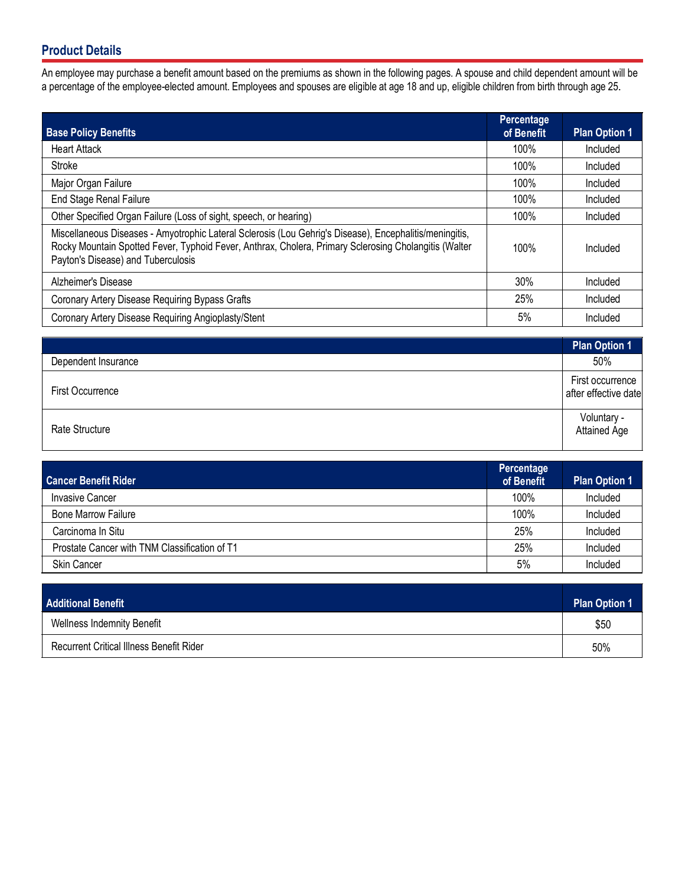## Product Details

An employee may purchase a benefit amount based on the premiums as shown in the following pages. A spouse and child dependent amount will be a percentage of the employee-elected amount. Employees and spouses are eligible at age 18 and up, eligible children from birth through age 25.

| Base Policy Benefits | Percentage of Benefit | Plan Option 1 |
|---|---|---|
| Heart Attack | 100% | Included |
| Stroke | 100% | Included |
| Major Organ Failure | 100% | Included |
| End Stage Renal Failure | 100% | Included |
| Other Specified Organ Failure (Loss of sight, speech, or hearing) | 100% | Included |
| Miscellaneous Diseases - Amyotrophic Lateral Sclerosis (Lou Gehrig's Disease), Encephalitis/meningitis, Rocky Mountain Spotted Fever, Typhoid Fever, Anthrax, Cholera, Primary Sclerosing Cholangitis (Walter Payton's Disease) and Tuberculosis | 100% | Included |
| Alzheimer's Disease | 30% | Included |
| Coronary Artery Disease Requiring Bypass Grafts | 25% | Included |
| Coronary Artery Disease Requiring Angioplasty/Stent | 5% | Included |

| | Plan Option 1 |
|---|---|
| Dependent Insurance | 50% |
| First Occurrence | First occurrence after effective date |
| Rate Structure | Voluntary - Attained Age |

| Cancer Benefit Rider | Percentage of Benefit | Plan Option 1 |
|---|---|---|
| Invasive Cancer | 100% | Included |
| Bone Marrow Failure | 100% | Included |
| Carcinoma In Situ | 25% | Included |
| Prostate Cancer with TNM Classification of T1 | 25% | Included |
| Skin Cancer | 5% | Included |

| Additional Benefit | Plan Option 1 |
|---|---|
| Wellness Indemnity Benefit | $50 |
| Recurrent Critical Illness Benefit Rider | 50% |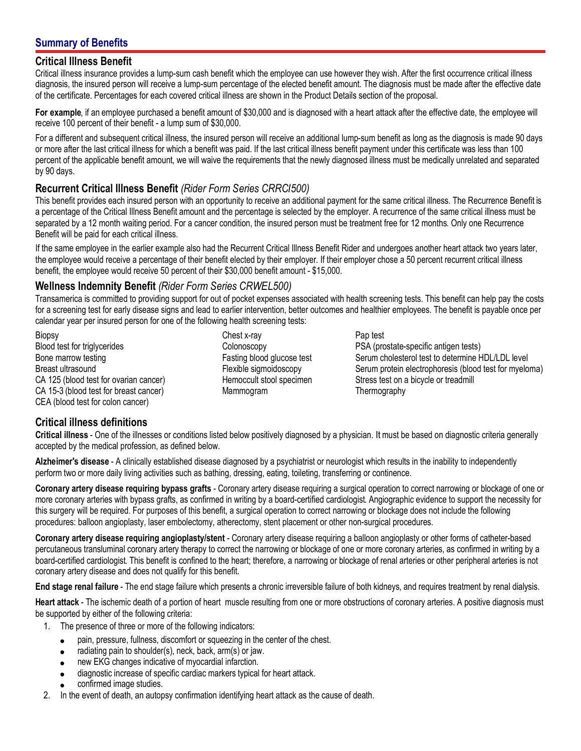## Summary of Benefits

### Critical Illness Benefit

Critical illness insurance provides a lump-sum cash benefit which the employee can use however they wish. After the first occurrence critical illness diagnosis, the insured person will receive a lump-sum percentage of the elected benefit amount. The diagnosis must be made after the effective date of the certificate. Percentages for each covered critical illness are shown in the Product Details section of the proposal.

**For example**, if an employee purchased a benefit amount of $30,000 and is diagnosed with a heart attack after the effective date, the employee will receive 100 percent of their benefit - a lump sum of $30,000.

For a different and subsequent critical illness, the insured person will receive an additional lump-sum benefit as long as the diagnosis is made 90 days or more after the last critical illness for which a benefit was paid. If the last critical illness benefit payment under this certificate was less than 100 percent of the applicable benefit amount, we will waive the requirements that the newly diagnosed illness must be medically unrelated and separated by 90 days.

### Recurrent Critical Illness Benefit *(Rider Form Series CRRCI500)*

This benefit provides each insured person with an opportunity to receive an additional payment for the same critical illness. The Recurrence Benefit is a percentage of the Critical Illness Benefit amount and the percentage is selected by the employer. A recurrence of the same critical illness must be separated by a 12 month waiting period. For a cancer condition, the insured person must be treatment free for 12 months. Only one Recurrence Benefit will be paid for each critical illness.

If the same employee in the earlier example also had the Recurrent Critical Illness Benefit Rider and undergoes another heart attack two years later, the employee would receive a percentage of their benefit elected by their employer. If their employer chose a 50 percent recurrent critical illness benefit, the employee would receive 50 percent of their $30,000 benefit amount - $15,000.

### Wellness Indemnity Benefit *(Rider Form Series CRWEL500)*

Transamerica is committed to providing support for out of pocket expenses associated with health screening tests. This benefit can help pay the costs for a screening test for early disease signs and lead to earlier intervention, better outcomes and healthier employees. The benefit is payable once per calendar year per insured person for one of the following health screening tests:

- Biopsy
- Blood test for triglycerides
- Bone marrow testing
- Breast ultrasound
- CA 125 (blood test for ovarian cancer)
- CA 15-3 (blood test for breast cancer)
- CEA (blood test for colon cancer)
- Chest x-ray
- Colonoscopy
- Fasting blood glucose test
- Flexible sigmoidoscopy
- Hemoccult stool specimen
- Mammogram
- Pap test
- PSA (prostate-specific antigen tests)
- Serum cholesterol test to determine HDL/LDL level
- Serum protein electrophoresis (blood test for myeloma)
- Stress test on a bicycle or treadmill
- Thermography

### Critical illness definitions

**Critical illness** - One of the illnesses or conditions listed below positively diagnosed by a physician. It must be based on diagnostic criteria generally accepted by the medical profession, as defined below.

**Alzheimer's disease** - A clinically established disease diagnosed by a psychiatrist or neurologist which results in the inability to independently perform two or more daily living activities such as bathing, dressing, eating, toileting, transferring or continence.

**Coronary artery disease requiring bypass grafts** - Coronary artery disease requiring a surgical operation to correct narrowing or blockage of one or more coronary arteries with bypass grafts, as confirmed in writing by a board-certified cardiologist. Angiographic evidence to support the necessity for this surgery will be required. For purposes of this benefit, a surgical operation to correct narrowing or blockage does not include the following procedures: balloon angioplasty, laser embolectomy, atherectomy, stent placement or other non-surgical procedures.

**Coronary artery disease requiring angioplasty/stent** - Coronary artery disease requiring a balloon angioplasty or other forms of catheter-based percutaneous transluminal coronary artery therapy to correct the narrowing or blockage of one or more coronary arteries, as confirmed in writing by a board-certified cardiologist. This benefit is confined to the heart; therefore, a narrowing or blockage of renal arteries or other peripheral arteries is not coronary artery disease and does not qualify for this benefit.

**End stage renal failure** - The end stage failure which presents a chronic irreversible failure of both kidneys, and requires treatment by renal dialysis.

**Heart attack** - The ischemic death of a portion of heart muscle resulting from one or more obstructions of coronary arteries. A positive diagnosis must be supported by either of the following criteria:

1. The presence of three or more of the following indicators:
   - pain, pressure, fullness, discomfort or squeezing in the center of the chest.
   - radiating pain to shoulder(s), neck, back, arm(s) or jaw.
   - new EKG changes indicative of myocardial infarction.
   - diagnostic increase of specific cardiac markers typical for heart attack.
   - confirmed image studies.
2. In the event of death, an autopsy confirmation identifying heart attack as the cause of death.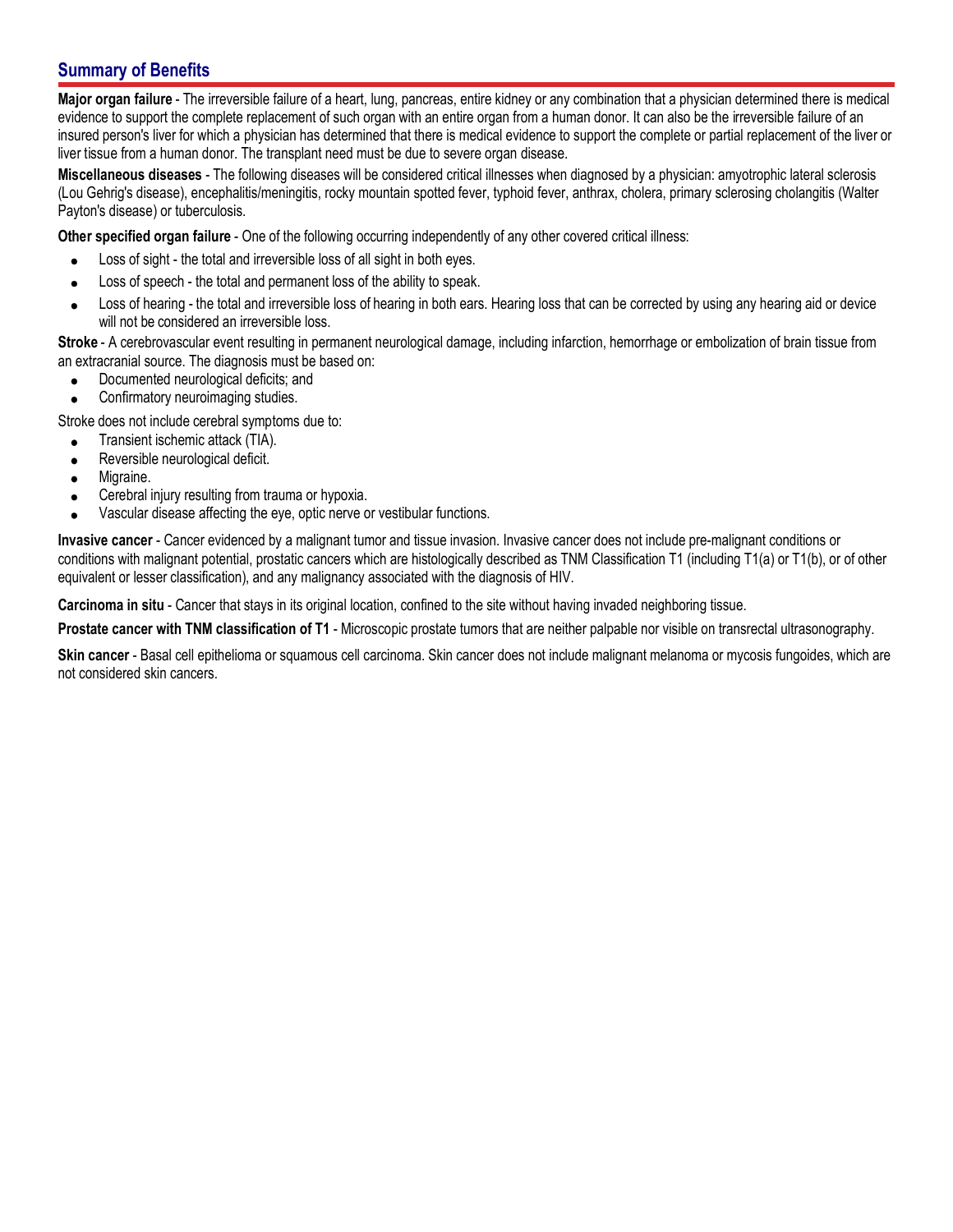## Summary of Benefits

**Major organ failure** - The irreversible failure of a heart, lung, pancreas, entire kidney or any combination that a physician determined there is medical evidence to support the complete replacement of such organ with an entire organ from a human donor. It can also be the irreversible failure of an insured person's liver for which a physician has determined that there is medical evidence to support the complete or partial replacement of the liver or liver tissue from a human donor. The transplant need must be due to severe organ disease.

**Miscellaneous diseases** - The following diseases will be considered critical illnesses when diagnosed by a physician: amyotrophic lateral sclerosis (Lou Gehrig's disease), encephalitis/meningitis, rocky mountain spotted fever, typhoid fever, anthrax, cholera, primary sclerosing cholangitis (Walter Payton's disease) or tuberculosis.

**Other specified organ failure** - One of the following occurring independently of any other covered critical illness:

- Loss of sight - the total and irreversible loss of all sight in both eyes.
- Loss of speech - the total and permanent loss of the ability to speak.
- Loss of hearing - the total and irreversible loss of hearing in both ears. Hearing loss that can be corrected by using any hearing aid or device will not be considered an irreversible loss.

**Stroke** - A cerebrovascular event resulting in permanent neurological damage, including infarction, hemorrhage or embolization of brain tissue from an extracranial source. The diagnosis must be based on:

- Documented neurological deficits; and
- Confirmatory neuroimaging studies.

Stroke does not include cerebral symptoms due to:

- Transient ischemic attack (TIA).
- Reversible neurological deficit.
- Migraine.
- Cerebral injury resulting from trauma or hypoxia.
- Vascular disease affecting the eye, optic nerve or vestibular functions.

**Invasive cancer** - Cancer evidenced by a malignant tumor and tissue invasion. Invasive cancer does not include pre-malignant conditions or conditions with malignant potential, prostatic cancers which are histologically described as TNM Classification T1 (including T1(a) or T1(b), or of other equivalent or lesser classification), and any malignancy associated with the diagnosis of HIV.

**Carcinoma in situ** - Cancer that stays in its original location, confined to the site without having invaded neighboring tissue.

**Prostate cancer with TNM classification of T1** - Microscopic prostate tumors that are neither palpable nor visible on transrectal ultrasonography.

**Skin cancer** - Basal cell epithelioma or squamous cell carcinoma. Skin cancer does not include malignant melanoma or mycosis fungoides, which are not considered skin cancers.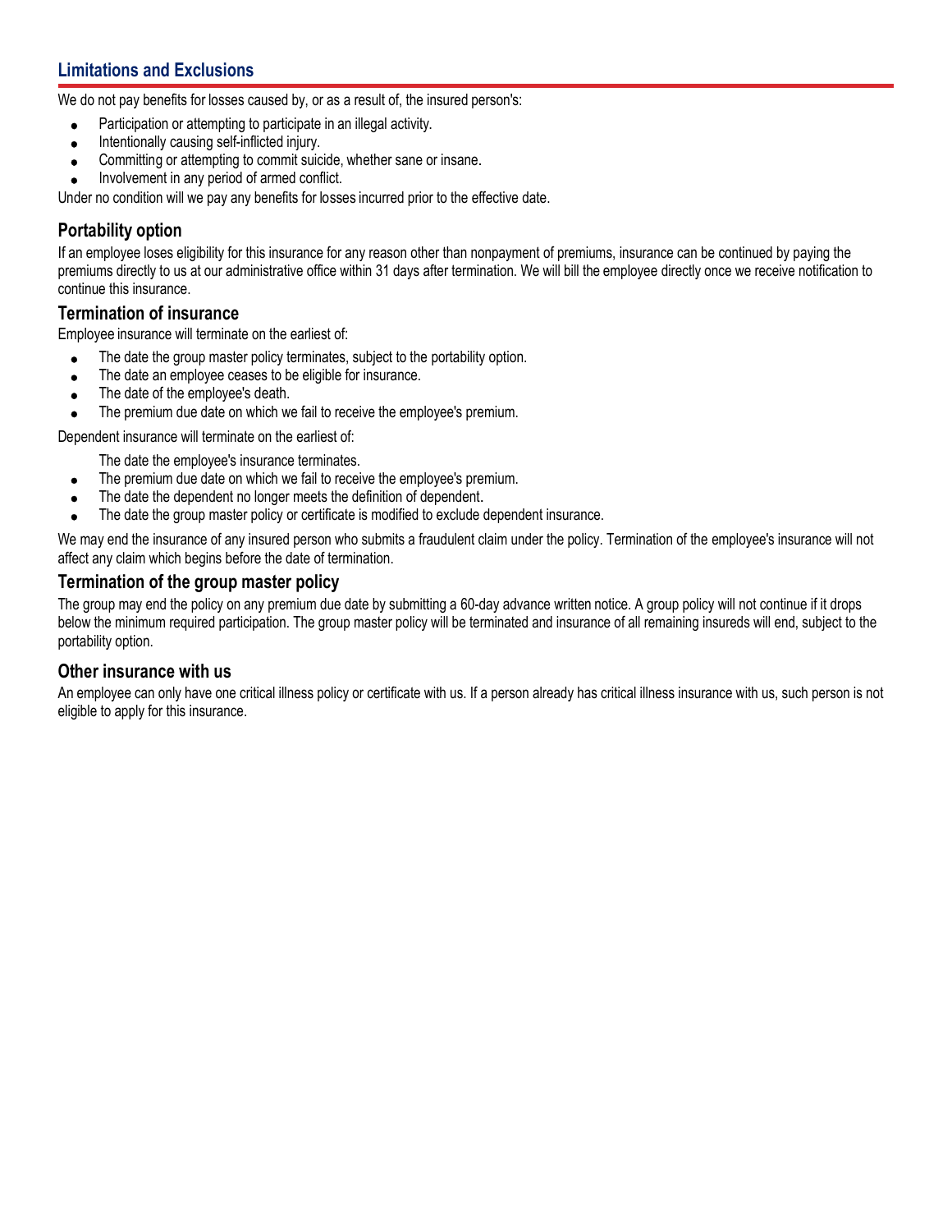## Limitations and Exclusions

We do not pay benefits for losses caused by, or as a result of, the insured person's:

- Participation or attempting to participate in an illegal activity.
- Intentionally causing self-inflicted injury.
- Committing or attempting to commit suicide, whether sane or insane.
- Involvement in any period of armed conflict.

Under no condition will we pay any benefits for losses incurred prior to the effective date.

### Portability option

If an employee loses eligibility for this insurance for any reason other than nonpayment of premiums, insurance can be continued by paying the premiums directly to us at our administrative office within 31 days after termination. We will bill the employee directly once we receive notification to continue this insurance.

### Termination of insurance

Employee insurance will terminate on the earliest of:

- The date the group master policy terminates, subject to the portability option.
- The date an employee ceases to be eligible for insurance.
- The date of the employee's death.
- The premium due date on which we fail to receive the employee's premium.

Dependent insurance will terminate on the earliest of:

- The date the employee's insurance terminates.
- The premium due date on which we fail to receive the employee's premium.
- The date the dependent no longer meets the definition of dependent.
- The date the group master policy or certificate is modified to exclude dependent insurance.

We may end the insurance of any insured person who submits a fraudulent claim under the policy. Termination of the employee's insurance will not affect any claim which begins before the date of termination.

### Termination of the group master policy

The group may end the policy on any premium due date by submitting a 60-day advance written notice. A group policy will not continue if it drops below the minimum required participation. The group master policy will be terminated and insurance of all remaining insureds will end, subject to the portability option.

### Other insurance with us

An employee can only have one critical illness policy or certificate with us. If a person already has critical illness insurance with us, such person is not eligible to apply for this insurance.